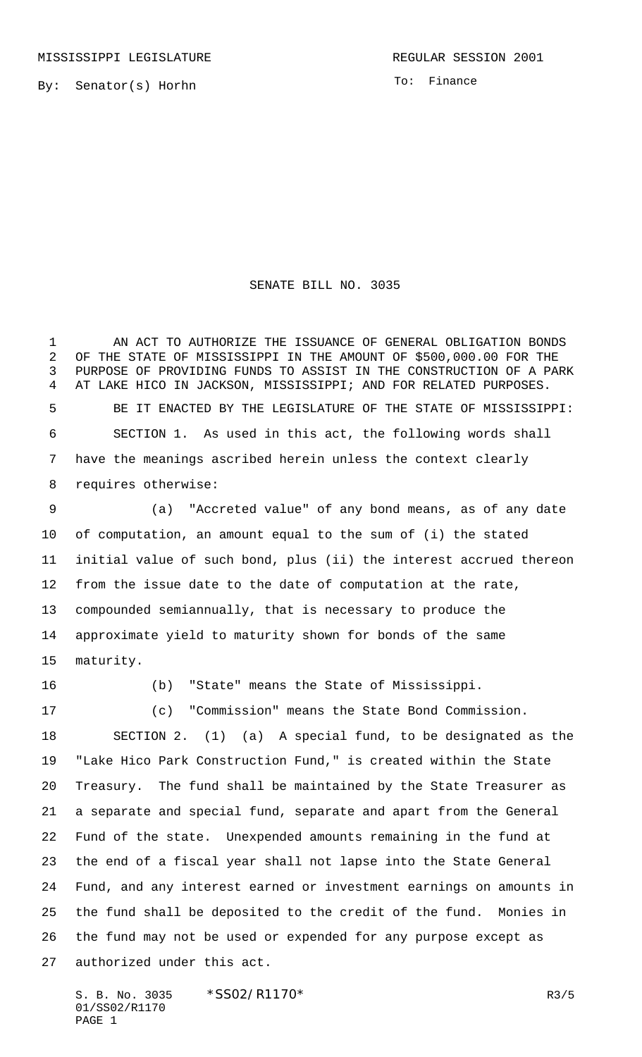MISSISSIPPI LEGISLATURE

REGULAR SESSION 2001

By: Senator(s) Horhn

To: Finance

# SENATE BILL NO. 3035

AN ACT TO AUTHORIZE THE ISSUANCE OF GENERAL OBLIGATION BONDS OF THE STATE OF MISSISSIPPI IN THE AMOUNT OF $500,000.00 FOR THE PURPOSE OF PROVIDING FUNDS TO ASSIST IN THE CONSTRUCTION OF A PARK AT LAKE HICO IN JACKSON, MISSISSIPPI; AND FOR RELATED PURPOSES.

BE IT ENACTED BY THE LEGISLATURE OF THE STATE OF MISSISSIPPI:

SECTION 1. As used in this act, the following words shall have the meanings ascribed herein unless the context clearly requires otherwise:

(a) "Accreted value" of any bond means, as of any date of computation, an amount equal to the sum of (i) the stated initial value of such bond, plus (ii) the interest accrued thereon from the issue date to the date of computation at the rate, compounded semiannually, that is necessary to produce the approximate yield to maturity shown for bonds of the same maturity.

(b) "State" means the State of Mississippi.

(c) "Commission" means the State Bond Commission.

SECTION 2. (1) (a) A special fund, to be designated as the "Lake Hico Park Construction Fund," is created within the State Treasury. The fund shall be maintained by the State Treasurer as a separate and special fund, separate and apart from the General Fund of the state. Unexpended amounts remaining in the fund at the end of a fiscal year shall not lapse into the State General Fund, and any interest earned or investment earnings on amounts in the fund shall be deposited to the credit of the fund. Monies in the fund may not be used or expended for any purpose except as authorized under this act.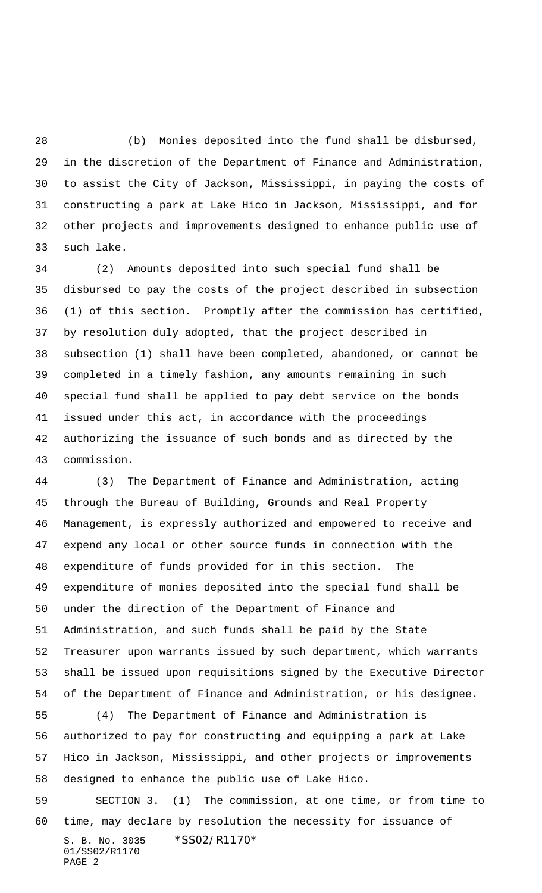(b) Monies deposited into the fund shall be disbursed, in the discretion of the Department of Finance and Administration, to assist the City of Jackson, Mississippi, in paying the costs of constructing a park at Lake Hico in Jackson, Mississippi, and for other projects and improvements designed to enhance public use of such lake.

(2) Amounts deposited into such special fund shall be disbursed to pay the costs of the project described in subsection (1) of this section. Promptly after the commission has certified, by resolution duly adopted, that the project described in subsection (1) shall have been completed, abandoned, or cannot be completed in a timely fashion, any amounts remaining in such special fund shall be applied to pay debt service on the bonds issued under this act, in accordance with the proceedings authorizing the issuance of such bonds and as directed by the commission.

(3) The Department of Finance and Administration, acting through the Bureau of Building, Grounds and Real Property Management, is expressly authorized and empowered to receive and expend any local or other source funds in connection with the expenditure of funds provided for in this section. The expenditure of monies deposited into the special fund shall be under the direction of the Department of Finance and Administration, and such funds shall be paid by the State Treasurer upon warrants issued by such department, which warrants shall be issued upon requisitions signed by the Executive Director of the Department of Finance and Administration, or his designee.

(4) The Department of Finance and Administration is authorized to pay for constructing and equipping a park at Lake Hico in Jackson, Mississippi, and other projects or improvements designed to enhance the public use of Lake Hico.

SECTION 3. (1) The commission, at one time, or from time to time, may declare by resolution the necessity for issuance of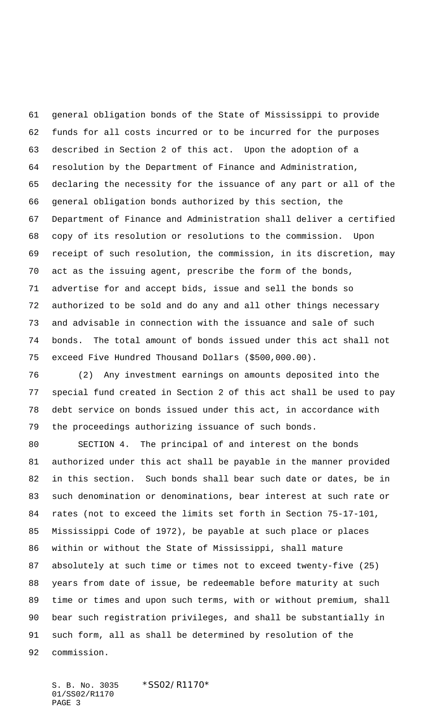general obligation bonds of the State of Mississippi to provide funds for all costs incurred or to be incurred for the purposes described in Section 2 of this act. Upon the adoption of a resolution by the Department of Finance and Administration, declaring the necessity for the issuance of any part or all of the general obligation bonds authorized by this section, the Department of Finance and Administration shall deliver a certified copy of its resolution or resolutions to the commission. Upon receipt of such resolution, the commission, in its discretion, may act as the issuing agent, prescribe the form of the bonds, advertise for and accept bids, issue and sell the bonds so authorized to be sold and do any and all other things necessary and advisable in connection with the issuance and sale of such bonds. The total amount of bonds issued under this act shall not exceed Five Hundred Thousand Dollars ($500,000.00).

(2) Any investment earnings on amounts deposited into the special fund created in Section 2 of this act shall be used to pay debt service on bonds issued under this act, in accordance with the proceedings authorizing issuance of such bonds.

SECTION 4. The principal of and interest on the bonds authorized under this act shall be payable in the manner provided in this section. Such bonds shall bear such date or dates, be in such denomination or denominations, bear interest at such rate or rates (not to exceed the limits set forth in Section 75-17-101, Mississippi Code of 1972), be payable at such place or places within or without the State of Mississippi, shall mature absolutely at such time or times not to exceed twenty-five (25) years from date of issue, be redeemable before maturity at such time or times and upon such terms, with or without premium, shall bear such registration privileges, and shall be substantially in such form, all as shall be determined by resolution of the commission.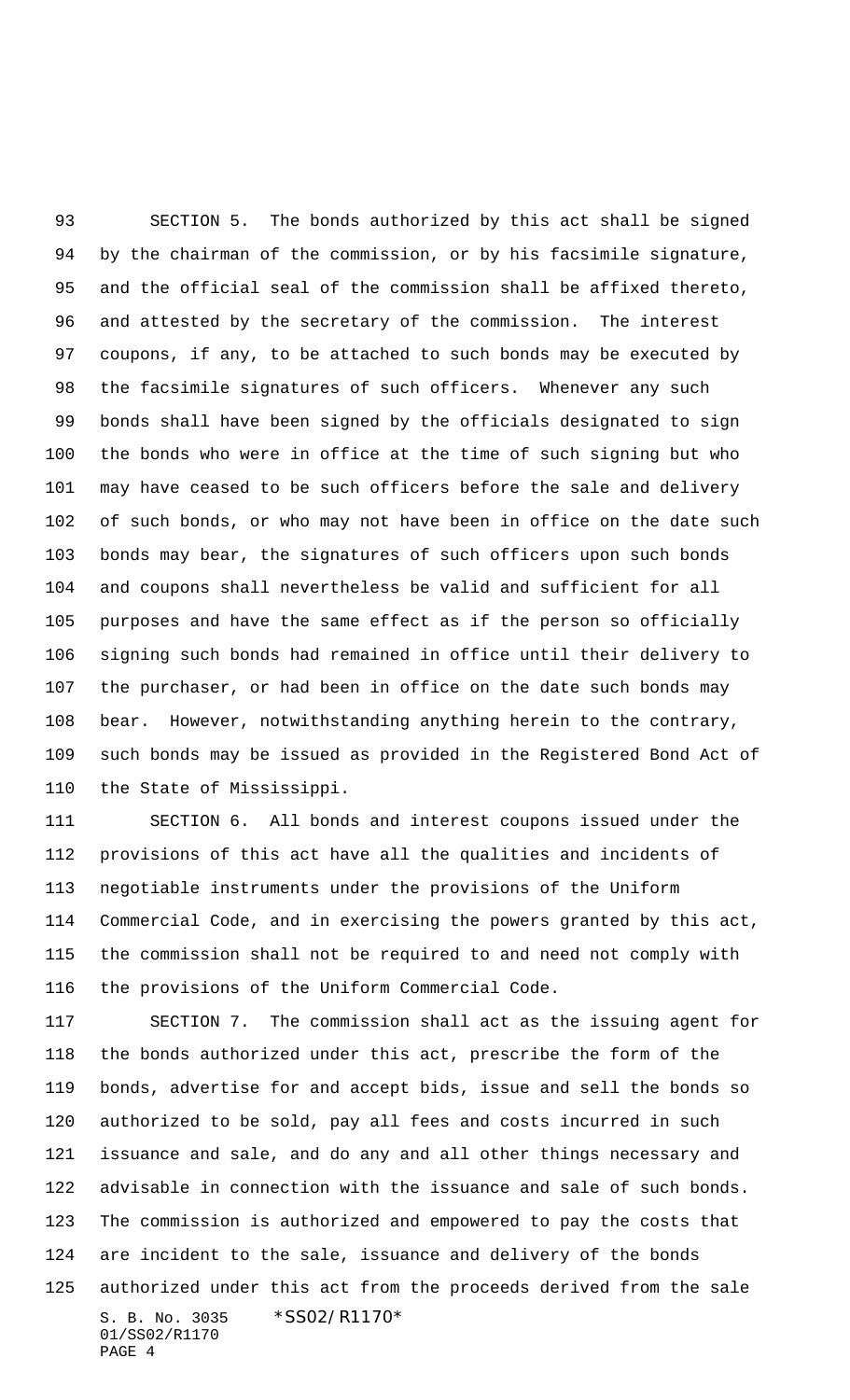SECTION 5. The bonds authorized by this act shall be signed by the chairman of the commission, or by his facsimile signature, and the official seal of the commission shall be affixed thereto, and attested by the secretary of the commission. The interest coupons, if any, to be attached to such bonds may be executed by the facsimile signatures of such officers. Whenever any such bonds shall have been signed by the officials designated to sign the bonds who were in office at the time of such signing but who may have ceased to be such officers before the sale and delivery of such bonds, or who may not have been in office on the date such bonds may bear, the signatures of such officers upon such bonds and coupons shall nevertheless be valid and sufficient for all purposes and have the same effect as if the person so officially signing such bonds had remained in office until their delivery to the purchaser, or had been in office on the date such bonds may bear. However, notwithstanding anything herein to the contrary, such bonds may be issued as provided in the Registered Bond Act of the State of Mississippi.

SECTION 6. All bonds and interest coupons issued under the provisions of this act have all the qualities and incidents of negotiable instruments under the provisions of the Uniform Commercial Code, and in exercising the powers granted by this act, the commission shall not be required to and need not comply with the provisions of the Uniform Commercial Code.

SECTION 7. The commission shall act as the issuing agent for the bonds authorized under this act, prescribe the form of the bonds, advertise for and accept bids, issue and sell the bonds so authorized to be sold, pay all fees and costs incurred in such issuance and sale, and do any and all other things necessary and advisable in connection with the issuance and sale of such bonds. The commission is authorized and empowered to pay the costs that are incident to the sale, issuance and delivery of the bonds authorized under this act from the proceeds derived from the sale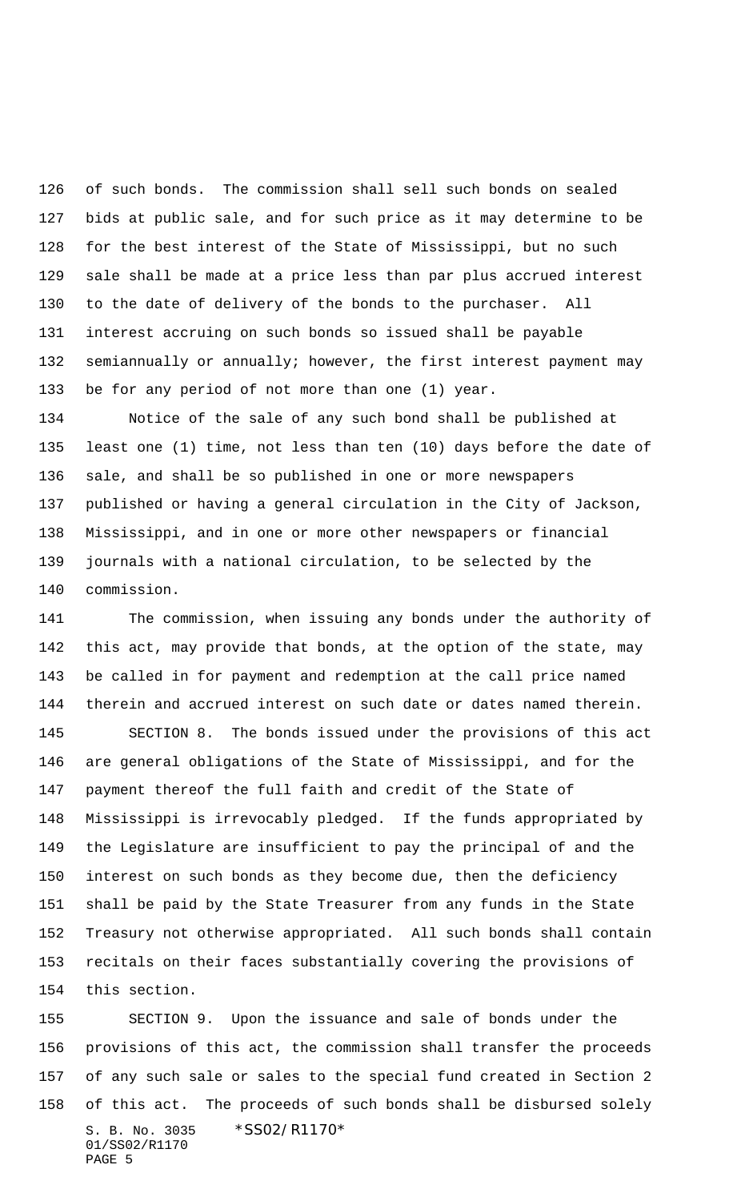of such bonds. The commission shall sell such bonds on sealed bids at public sale, and for such price as it may determine to be for the best interest of the State of Mississippi, but no such sale shall be made at a price less than par plus accrued interest to the date of delivery of the bonds to the purchaser. All interest accruing on such bonds so issued shall be payable semiannually or annually; however, the first interest payment may be for any period of not more than one (1) year.

Notice of the sale of any such bond shall be published at least one (1) time, not less than ten (10) days before the date of sale, and shall be so published in one or more newspapers published or having a general circulation in the City of Jackson, Mississippi, and in one or more other newspapers or financial journals with a national circulation, to be selected by the commission.

The commission, when issuing any bonds under the authority of this act, may provide that bonds, at the option of the state, may be called in for payment and redemption at the call price named therein and accrued interest on such date or dates named therein.

SECTION 8. The bonds issued under the provisions of this act are general obligations of the State of Mississippi, and for the payment thereof the full faith and credit of the State of Mississippi is irrevocably pledged. If the funds appropriated by the Legislature are insufficient to pay the principal of and the interest on such bonds as they become due, then the deficiency shall be paid by the State Treasurer from any funds in the State Treasury not otherwise appropriated. All such bonds shall contain recitals on their faces substantially covering the provisions of this section.

SECTION 9. Upon the issuance and sale of bonds under the provisions of this act, the commission shall transfer the proceeds of any such sale or sales to the special fund created in Section 2 of this act. The proceeds of such bonds shall be disbursed solely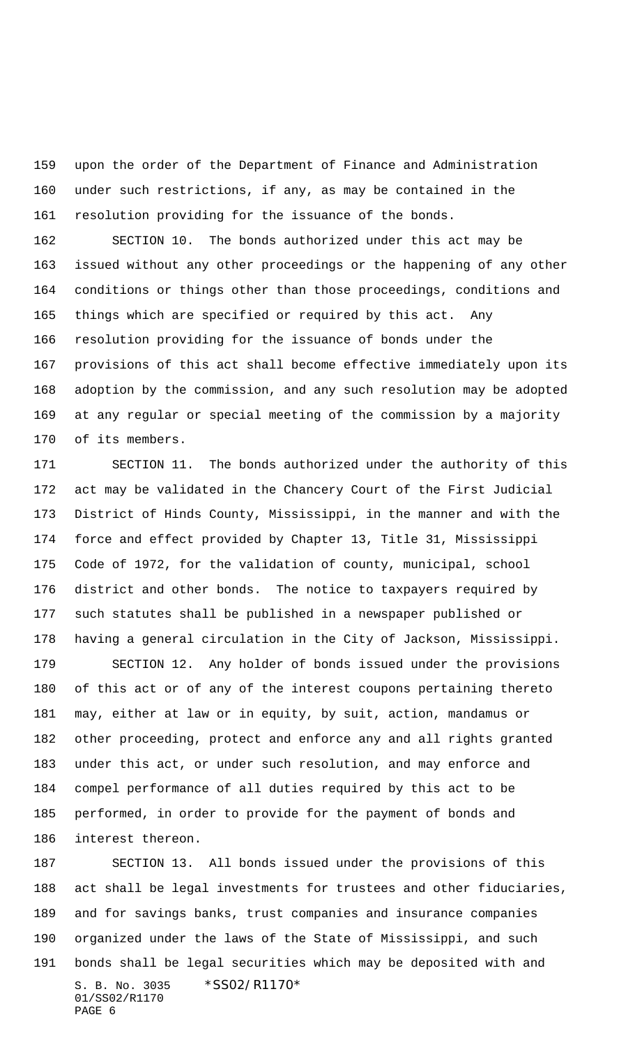upon the order of the Department of Finance and Administration under such restrictions, if any, as may be contained in the resolution providing for the issuance of the bonds.

SECTION 10. The bonds authorized under this act may be issued without any other proceedings or the happening of any other conditions or things other than those proceedings, conditions and things which are specified or required by this act. Any resolution providing for the issuance of bonds under the provisions of this act shall become effective immediately upon its adoption by the commission, and any such resolution may be adopted at any regular or special meeting of the commission by a majority of its members.

SECTION 11. The bonds authorized under the authority of this act may be validated in the Chancery Court of the First Judicial District of Hinds County, Mississippi, in the manner and with the force and effect provided by Chapter 13, Title 31, Mississippi Code of 1972, for the validation of county, municipal, school district and other bonds. The notice to taxpayers required by such statutes shall be published in a newspaper published or having a general circulation in the City of Jackson, Mississippi.

SECTION 12. Any holder of bonds issued under the provisions of this act or of any of the interest coupons pertaining thereto may, either at law or in equity, by suit, action, mandamus or other proceeding, protect and enforce any and all rights granted under this act, or under such resolution, and may enforce and compel performance of all duties required by this act to be performed, in order to provide for the payment of bonds and interest thereon.

SECTION 13. All bonds issued under the provisions of this act shall be legal investments for trustees and other fiduciaries, and for savings banks, trust companies and insurance companies organized under the laws of the State of Mississippi, and such bonds shall be legal securities which may be deposited with and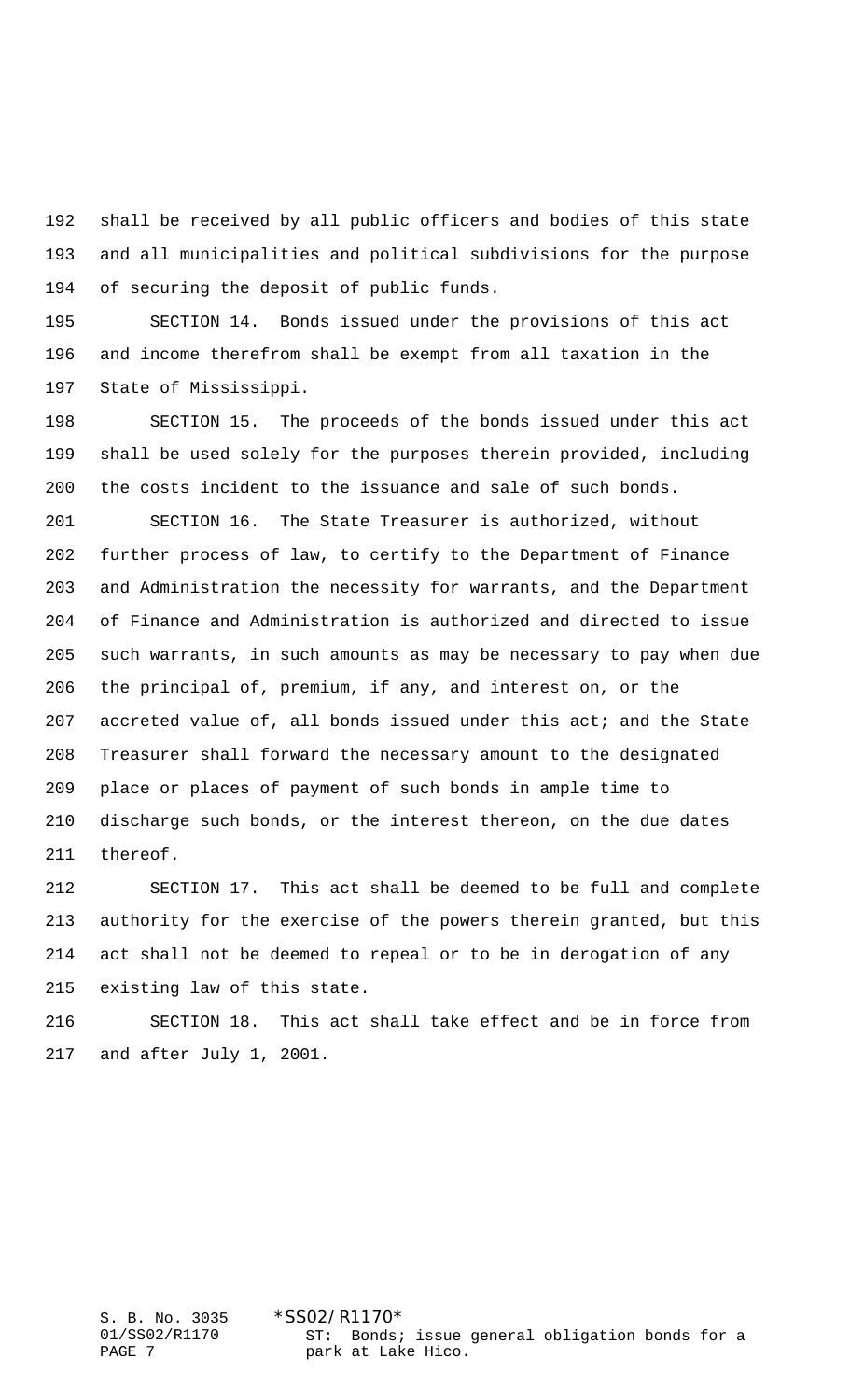shall be received by all public officers and bodies of this state and all municipalities and political subdivisions for the purpose of securing the deposit of public funds.

SECTION 14. Bonds issued under the provisions of this act and income therefrom shall be exempt from all taxation in the State of Mississippi.

SECTION 15. The proceeds of the bonds issued under this act shall be used solely for the purposes therein provided, including the costs incident to the issuance and sale of such bonds.

SECTION 16. The State Treasurer is authorized, without further process of law, to certify to the Department of Finance and Administration the necessity for warrants, and the Department of Finance and Administration is authorized and directed to issue such warrants, in such amounts as may be necessary to pay when due the principal of, premium, if any, and interest on, or the accreted value of, all bonds issued under this act; and the State Treasurer shall forward the necessary amount to the designated place or places of payment of such bonds in ample time to discharge such bonds, or the interest thereon, on the due dates thereof.

SECTION 17. This act shall be deemed to be full and complete authority for the exercise of the powers therein granted, but this act shall not be deemed to repeal or to be in derogation of any existing law of this state.

SECTION 18. This act shall take effect and be in force from and after July 1, 2001.